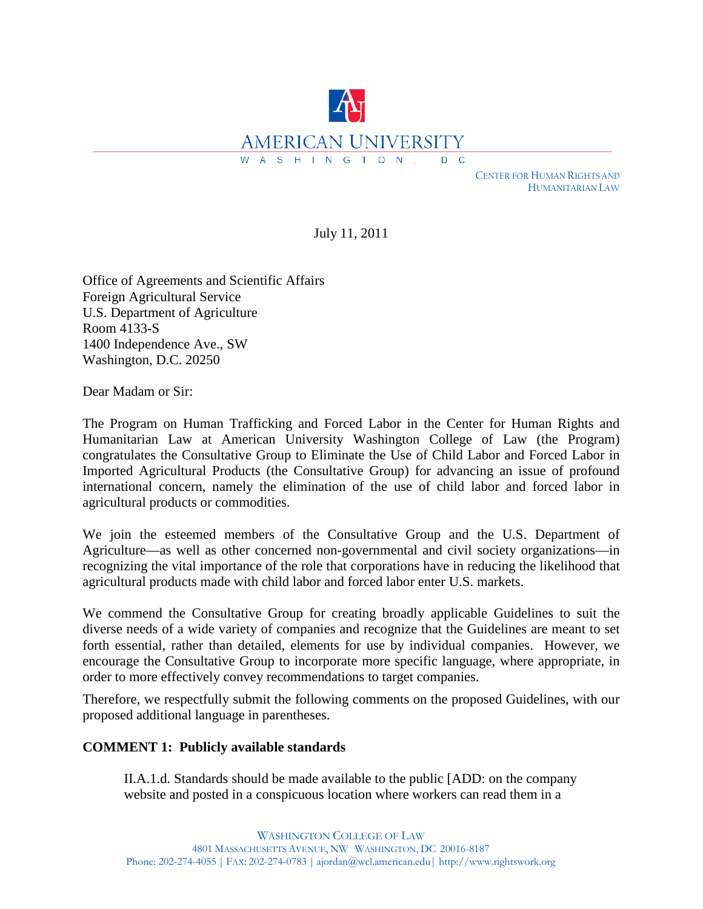AMERICAN UNIVERSITY

WASHINGTON, DC

CENTER FOR HUMAN RIGHTS AND HUMANITARIAN LAW

July 11, 2011

Office of Agreements and Scientific Affairs
Foreign Agricultural Service
U.S. Department of Agriculture
Room 4133-S
1400 Independence Ave., SW
Washington, D.C. 20250

Dear Madam or Sir:

The Program on Human Trafficking and Forced Labor in the Center for Human Rights and Humanitarian Law at American University Washington College of Law (the Program) congratulates the Consultative Group to Eliminate the Use of Child Labor and Forced Labor in Imported Agricultural Products (the Consultative Group) for advancing an issue of profound international concern, namely the elimination of the use of child labor and forced labor in agricultural products or commodities.

We join the esteemed members of the Consultative Group and the U.S. Department of Agriculture—as well as other concerned non-governmental and civil society organizations—in recognizing the vital importance of the role that corporations have in reducing the likelihood that agricultural products made with child labor and forced labor enter U.S. markets.

We commend the Consultative Group for creating broadly applicable Guidelines to suit the diverse needs of a wide variety of companies and recognize that the Guidelines are meant to set forth essential, rather than detailed, elements for use by individual companies. However, we encourage the Consultative Group to incorporate more specific language, where appropriate, in order to more effectively convey recommendations to target companies.

Therefore, we respectfully submit the following comments on the proposed Guidelines, with our proposed additional language in parentheses.

**COMMENT 1: Publicly available standards**

> II.A.1.d. Standards should be made available to the public [ADD: on the company website and posted in a conspicuous location where workers can read them in a

WASHINGTON COLLEGE OF LAW
4801 MASSACHUSETTS AVENUE, NW WASHINGTON, DC 20016-8187
Phone: 202-274-4055 | FAX: 202-274-0783 | ajordan@wcl.american.edu | http://www.rightswork.org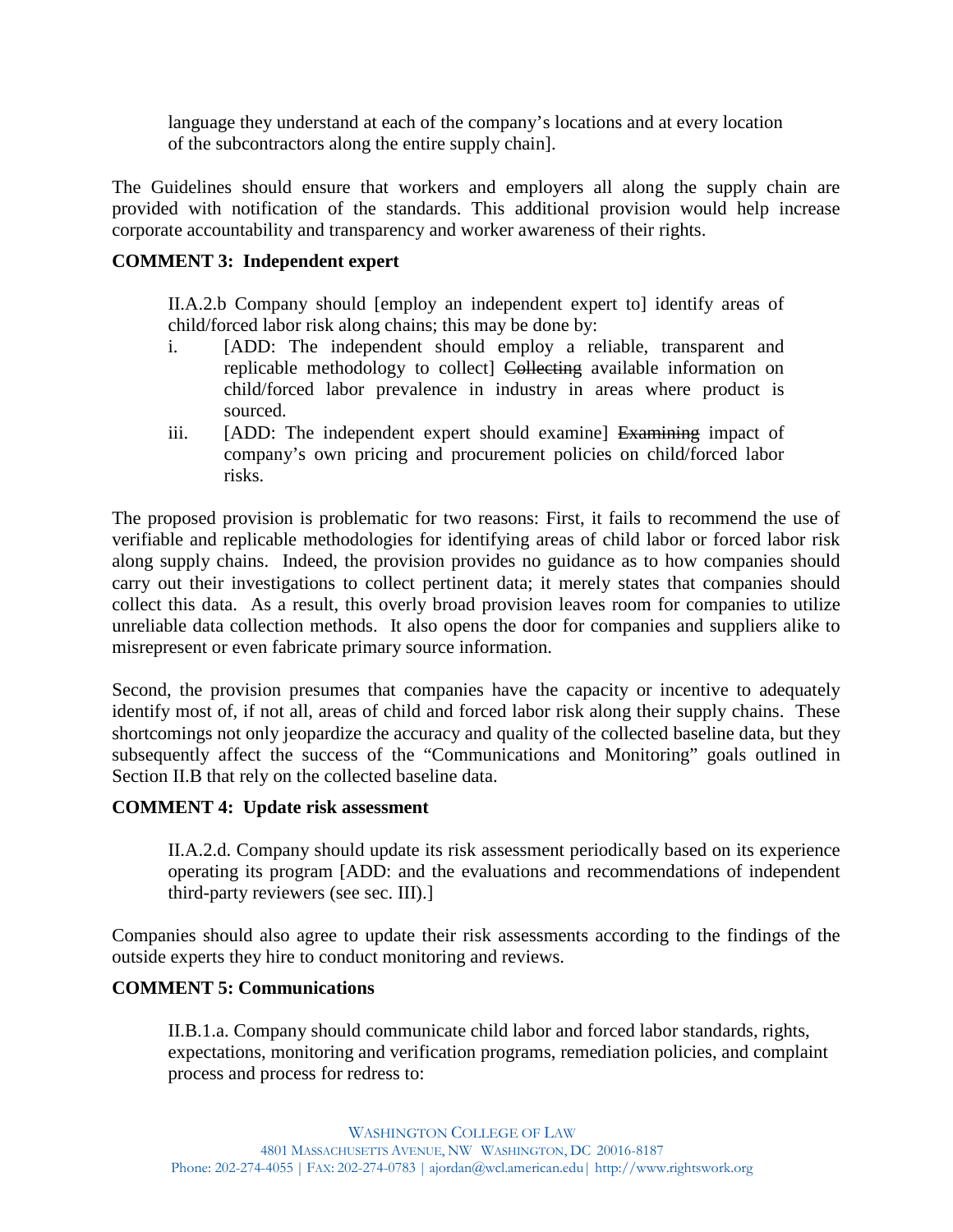language they understand at each of the company's locations and at every location of the subcontractors along the entire supply chain].

The Guidelines should ensure that workers and employers all along the supply chain are provided with notification of the standards. This additional provision would help increase corporate accountability and transparency and worker awareness of their rights.

**COMMENT 3: Independent expert**

> II.A.2.b Company should [employ an independent expert to] identify areas of child/forced labor risk along chains; this may be done by:
>
> i. [ADD: The independent should employ a reliable, transparent and replicable methodology to collect] ~~Collecting~~ available information on child/forced labor prevalence in industry in areas where product is sourced.
>
> iii. [ADD: The independent expert should examine] ~~Examining~~ impact of company's own pricing and procurement policies on child/forced labor risks.

The proposed provision is problematic for two reasons: First, it fails to recommend the use of verifiable and replicable methodologies for identifying areas of child labor or forced labor risk along supply chains. Indeed, the provision provides no guidance as to how companies should carry out their investigations to collect pertinent data; it merely states that companies should collect this data. As a result, this overly broad provision leaves room for companies to utilize unreliable data collection methods. It also opens the door for companies and suppliers alike to misrepresent or even fabricate primary source information.

Second, the provision presumes that companies have the capacity or incentive to adequately identify most of, if not all, areas of child and forced labor risk along their supply chains. These shortcomings not only jeopardize the accuracy and quality of the collected baseline data, but they subsequently affect the success of the "Communications and Monitoring" goals outlined in Section II.B that rely on the collected baseline data.

**COMMENT 4: Update risk assessment**

> II.A.2.d. Company should update its risk assessment periodically based on its experience operating its program [ADD: and the evaluations and recommendations of independent third-party reviewers (see sec. III).]

Companies should also agree to update their risk assessments according to the findings of the outside experts they hire to conduct monitoring and reviews.

**COMMENT 5: Communications**

> II.B.1.a. Company should communicate child labor and forced labor standards, rights, expectations, monitoring and verification programs, remediation policies, and complaint process and process for redress to: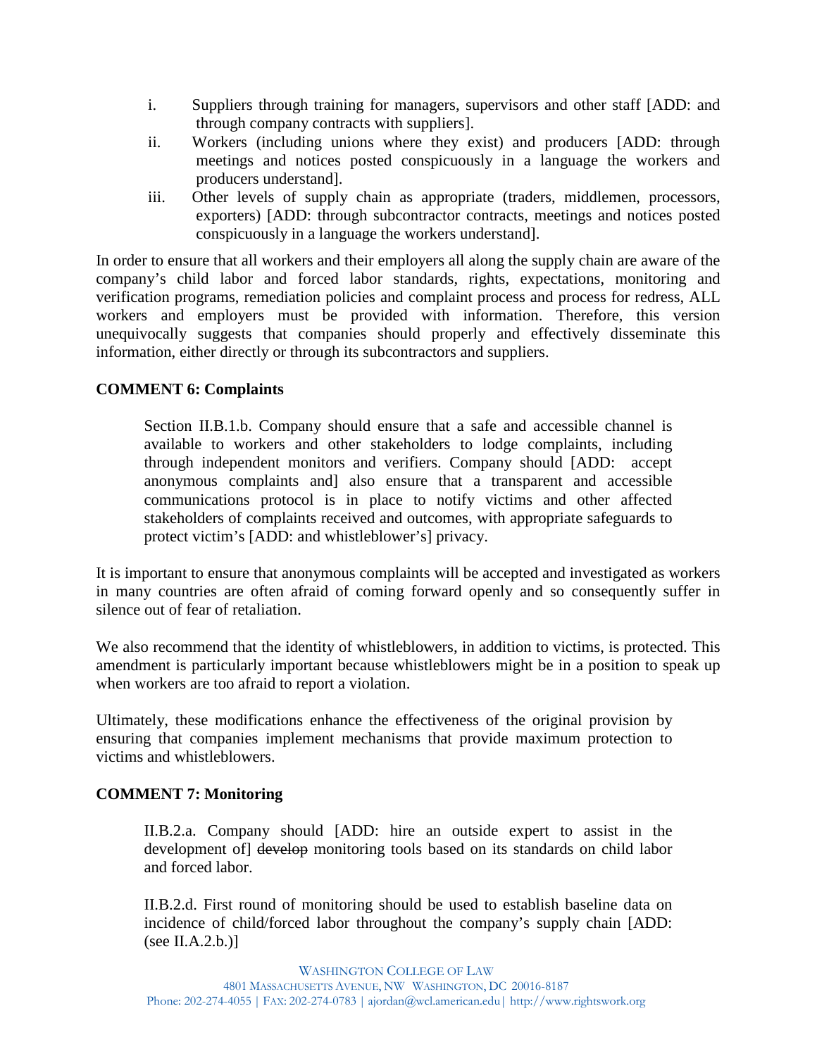i. Suppliers through training for managers, supervisors and other staff [ADD: and through company contracts with suppliers].

ii. Workers (including unions where they exist) and producers [ADD: through meetings and notices posted conspicuously in a language the workers and producers understand].

iii. Other levels of supply chain as appropriate (traders, middlemen, processors, exporters) [ADD: through subcontractor contracts, meetings and notices posted conspicuously in a language the workers understand].

In order to ensure that all workers and their employers all along the supply chain are aware of the company's child labor and forced labor standards, rights, expectations, monitoring and verification programs, remediation policies and complaint process and process for redress, ALL workers and employers must be provided with information. Therefore, this version unequivocally suggests that companies should properly and effectively disseminate this information, either directly or through its subcontractors and suppliers.

**COMMENT 6: Complaints**

> Section II.B.1.b. Company should ensure that a safe and accessible channel is available to workers and other stakeholders to lodge complaints, including through independent monitors and verifiers. Company should [ADD: accept anonymous complaints and] also ensure that a transparent and accessible communications protocol is in place to notify victims and other affected stakeholders of complaints received and outcomes, with appropriate safeguards to protect victim's [ADD: and whistleblower's] privacy.

It is important to ensure that anonymous complaints will be accepted and investigated as workers in many countries are often afraid of coming forward openly and so consequently suffer in silence out of fear of retaliation.

We also recommend that the identity of whistleblowers, in addition to victims, is protected. This amendment is particularly important because whistleblowers might be in a position to speak up when workers are too afraid to report a violation.

Ultimately, these modifications enhance the effectiveness of the original provision by ensuring that companies implement mechanisms that provide maximum protection to victims and whistleblowers.

**COMMENT 7: Monitoring**

> II.B.2.a. Company should [ADD: hire an outside expert to assist in the development of] ~~develop~~ monitoring tools based on its standards on child labor and forced labor.
>
> II.B.2.d. First round of monitoring should be used to establish baseline data on incidence of child/forced labor throughout the company's supply chain [ADD: (see II.A.2.b.)]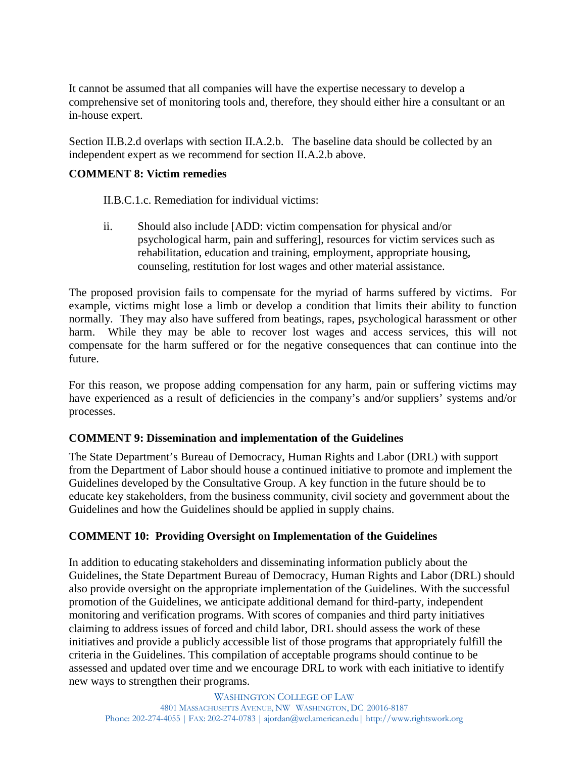It cannot be assumed that all companies will have the expertise necessary to develop a comprehensive set of monitoring tools and, therefore, they should either hire a consultant or an in-house expert.

Section II.B.2.d overlaps with section II.A.2.b. The baseline data should be collected by an independent expert as we recommend for section II.A.2.b above.

**COMMENT 8: Victim remedies**

II.B.C.1.c. Remediation for individual victims:

ii. Should also include [ADD: victim compensation for physical and/or psychological harm, pain and suffering], resources for victim services such as rehabilitation, education and training, employment, appropriate housing, counseling, restitution for lost wages and other material assistance.

The proposed provision fails to compensate for the myriad of harms suffered by victims. For example, victims might lose a limb or develop a condition that limits their ability to function normally. They may also have suffered from beatings, rapes, psychological harassment or other harm. While they may be able to recover lost wages and access services, this will not compensate for the harm suffered or for the negative consequences that can continue into the future.

For this reason, we propose adding compensation for any harm, pain or suffering victims may have experienced as a result of deficiencies in the company's and/or suppliers' systems and/or processes.

**COMMENT 9: Dissemination and implementation of the Guidelines**

The State Department's Bureau of Democracy, Human Rights and Labor (DRL) with support from the Department of Labor should house a continued initiative to promote and implement the Guidelines developed by the Consultative Group. A key function in the future should be to educate key stakeholders, from the business community, civil society and government about the Guidelines and how the Guidelines should be applied in supply chains.

**COMMENT 10: Providing Oversight on Implementation of the Guidelines**

In addition to educating stakeholders and disseminating information publicly about the Guidelines, the State Department Bureau of Democracy, Human Rights and Labor (DRL) should also provide oversight on the appropriate implementation of the Guidelines. With the successful promotion of the Guidelines, we anticipate additional demand for third-party, independent monitoring and verification programs. With scores of companies and third party initiatives claiming to address issues of forced and child labor, DRL should assess the work of these initiatives and provide a publicly accessible list of those programs that appropriately fulfill the criteria in the Guidelines. This compilation of acceptable programs should continue to be assessed and updated over time and we encourage DRL to work with each initiative to identify new ways to strengthen their programs.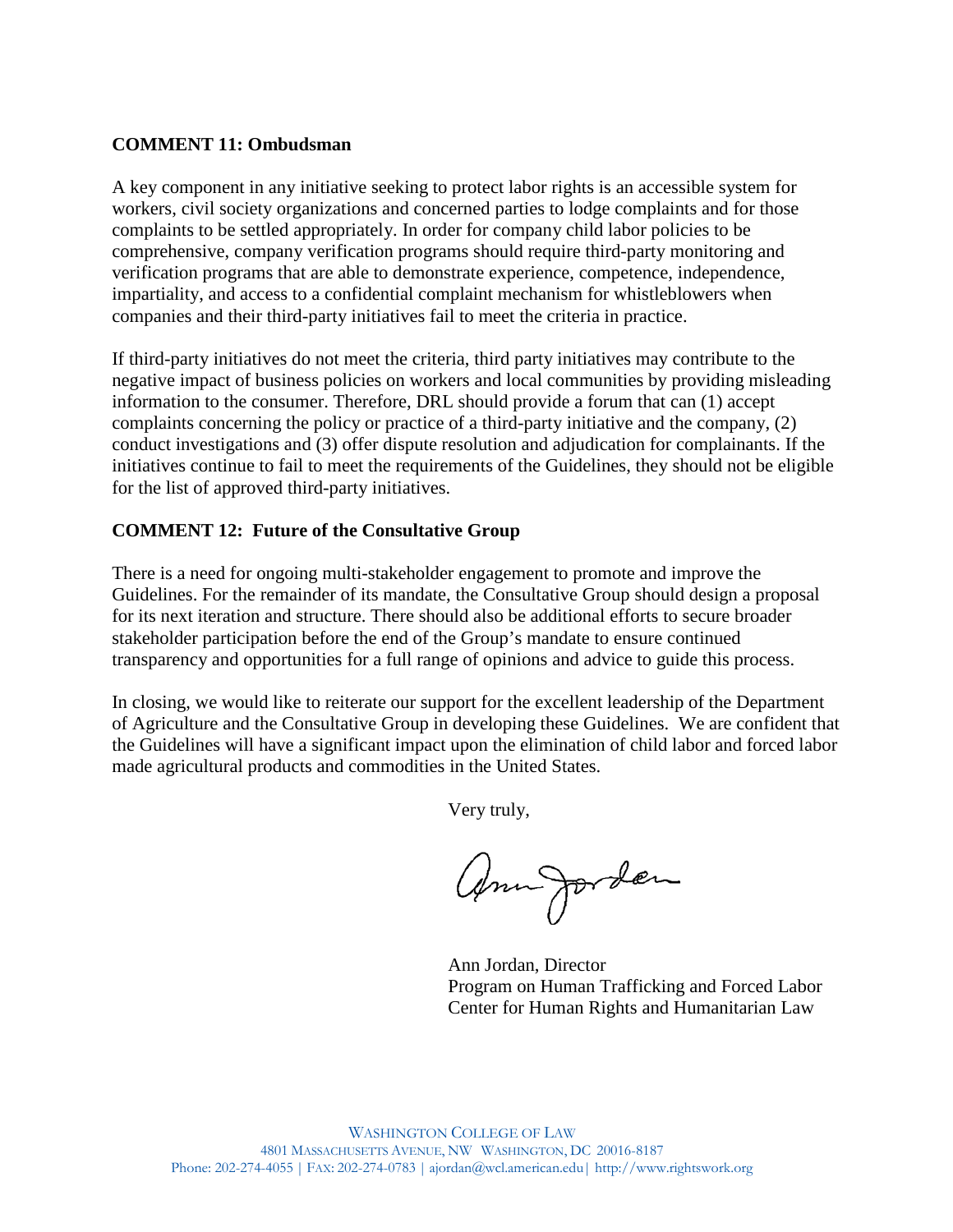**COMMENT 11: Ombudsman**

A key component in any initiative seeking to protect labor rights is an accessible system for workers, civil society organizations and concerned parties to lodge complaints and for those complaints to be settled appropriately. In order for company child labor policies to be comprehensive, company verification programs should require third-party monitoring and verification programs that are able to demonstrate experience, competence, independence, impartiality, and access to a confidential complaint mechanism for whistleblowers when companies and their third-party initiatives fail to meet the criteria in practice.

If third-party initiatives do not meet the criteria, third party initiatives may contribute to the negative impact of business policies on workers and local communities by providing misleading information to the consumer. Therefore, DRL should provide a forum that can (1) accept complaints concerning the policy or practice of a third-party initiative and the company, (2) conduct investigations and (3) offer dispute resolution and adjudication for complainants. If the initiatives continue to fail to meet the requirements of the Guidelines, they should not be eligible for the list of approved third-party initiatives.

**COMMENT 12: Future of the Consultative Group**

There is a need for ongoing multi-stakeholder engagement to promote and improve the Guidelines. For the remainder of its mandate, the Consultative Group should design a proposal for its next iteration and structure. There should also be additional efforts to secure broader stakeholder participation before the end of the Group's mandate to ensure continued transparency and opportunities for a full range of opinions and advice to guide this process.

In closing, we would like to reiterate our support for the excellent leadership of the Department of Agriculture and the Consultative Group in developing these Guidelines. We are confident that the Guidelines will have a significant impact upon the elimination of child labor and forced labor made agricultural products and commodities in the United States.

Very truly,

Ann Jordan

Ann Jordan, Director
Program on Human Trafficking and Forced Labor
Center for Human Rights and Humanitarian Law

WASHINGTON COLLEGE OF LAW
4801 MASSACHUSETTS AVENUE, NW WASHINGTON, DC 20016-8187
Phone: 202-274-4055 | FAX: 202-274-0783 | ajordan@wcl.american.edu | http://www.rightswork.org